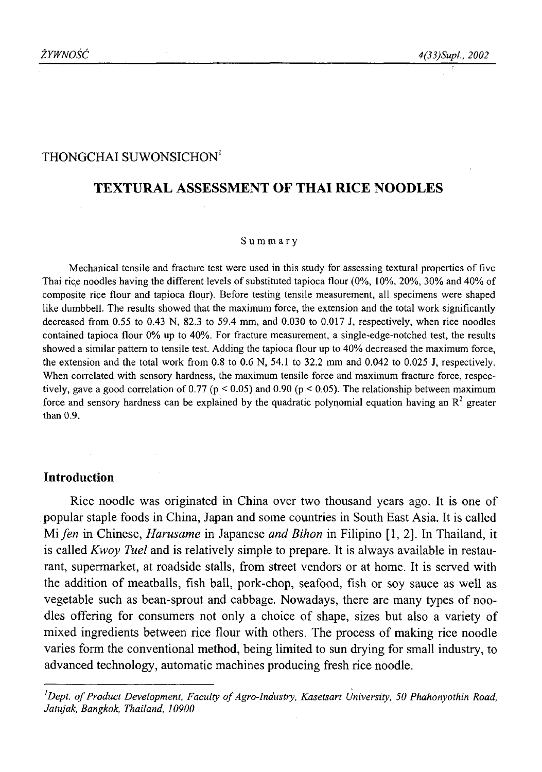THONGCHAI SUWONSICHON[1]

# TEXTURAL ASSESSMENT OF THAI RICE NOODLES

## Summary

Mechanical tensile and fracture test were used in this study for assessing textural properties of five Thai rice noodles having the different levels of substituted tapioca flour (0%, 10%, 20%, 30% and 40% of composite rice flour and tapioca flour). Before testing tensile measurement, all specimens were shaped like dumbbell. The results showed that the maximum force, the extension and the total work significantly decreased from 0.55 to 0.43 N, 82.3 to 59.4 mm, and 0.030 to 0.017 J, respectively, when rice noodles contained tapioca flour 0% up to 40%. For fracture measurement, a single-edge-notched test, the results showed a similar pattern to tensile test. Adding the tapioca flour up to 40% decreased the maximum force, the extension and the total work from 0.8 to 0.6 N, 54.1 to 32.2 mm and 0.042 to 0.025 J, respectively. When correlated with sensory hardness, the maximum tensile force and maximum fracture force, respectively, gave a good correlation of 0.77 ($p < 0.05$) and 0.90 ($p < 0.05$). The relationship between maximum force and sensory hardness can be explained by the quadratic polynomial equation having an $R^2$ greater than 0.9.

## Introduction

Rice noodle was originated in China over two thousand years ago. It is one of popular staple foods in China, Japan and some countries in South East Asia. It is called Mi *fen* in Chinese, *Harusame* in Japanese *and Bihon* in Filipino [1, 2]. In Thailand, it is called *Kwoy Tuel* and is relatively simple to prepare. It is always available in restaurant, supermarket, at roadside stalls, from street vendors or at home. It is served with the addition of meatballs, fish ball, pork-chop, seafood, fish or soy sauce as well as vegetable such as bean-sprout and cabbage. Nowadays, there are many types of noodles offering for consumers not only a choice of shape, sizes but also a variety of mixed ingredients between rice flour with others. The process of making rice noodle varies form the conventional method, being limited to sun drying for small industry, to advanced technology, automatic machines producing fresh rice noodle.

---

[1] *Dept. of Product Development, Faculty of Agro-Industry, Kasetsart University, 50 Phahonyothin Road, Jatujak, Bangkok, Thailand, 10900*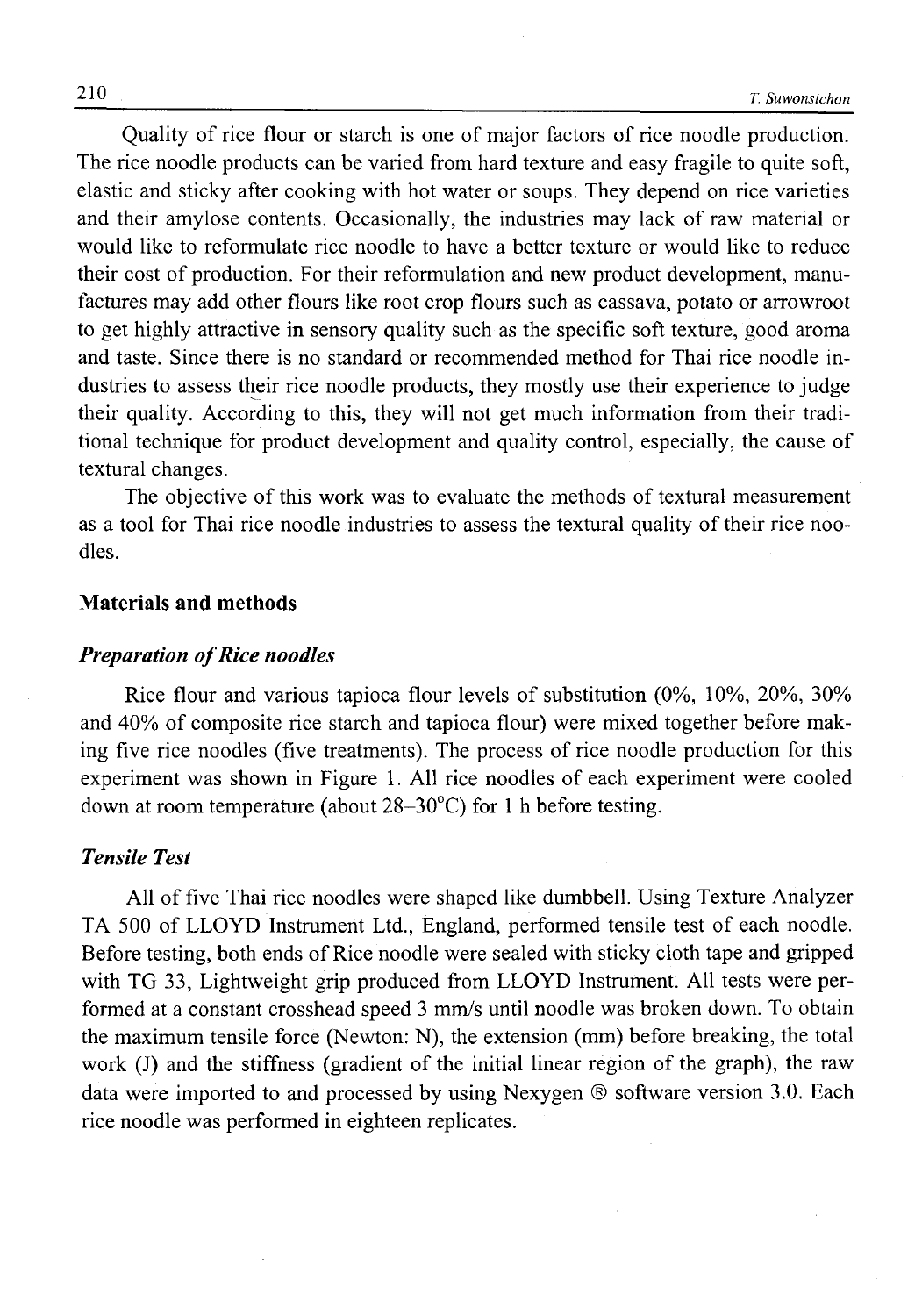Quality of rice flour or starch is one of major factors of rice noodle production. The rice noodle products can be varied from hard texture and easy fragile to quite soft, elastic and sticky after cooking with hot water or soups. They depend on rice varieties and their amylose contents. Occasionally, the industries may lack of raw material or would like to reformulate rice noodle to have a better texture or would like to reduce their cost of production. For their reformulation and new product development, manufactures may add other flours like root crop flours such as cassava, potato or arrowroot to get highly attractive in sensory quality such as the specific soft texture, good aroma and taste. Since there is no standard or recommended method for Thai rice noodle industries to assess their rice noodle products, they mostly use their experience to judge their quality. According to this, they will not get much information from their traditional technique for product development and quality control, especially, the cause of textural changes.

The objective of this work was to evaluate the methods of textural measurement as a tool for Thai rice noodle industries to assess the textural quality of their rice noodles.

## Materials and methods

### *Preparation of Rice noodles*

Rice flour and various tapioca flour levels of substitution (0%, 10%, 20%, 30% and 40% of composite rice starch and tapioca flour) were mixed together before making five rice noodles (five treatments). The process of rice noodle production for this experiment was shown in Figure 1. All rice noodles of each experiment were cooled down at room temperature (about 28–30°C) for 1 h before testing.

### *Tensile Test*

All of five Thai rice noodles were shaped like dumbbell. Using Texture Analyzer TA 500 of LLOYD Instrument Ltd., England, performed tensile test of each noodle. Before testing, both ends of Rice noodle were sealed with sticky cloth tape and gripped with TG 33, Lightweight grip produced from LLOYD Instrument. All tests were performed at a constant crosshead speed 3 mm/s until noodle was broken down. To obtain the maximum tensile force (Newton: N), the extension (mm) before breaking, the total work (J) and the stiffness (gradient of the initial linear region of the graph), the raw data were imported to and processed by using Nexygen ® software version 3.0. Each rice noodle was performed in eighteen replicates.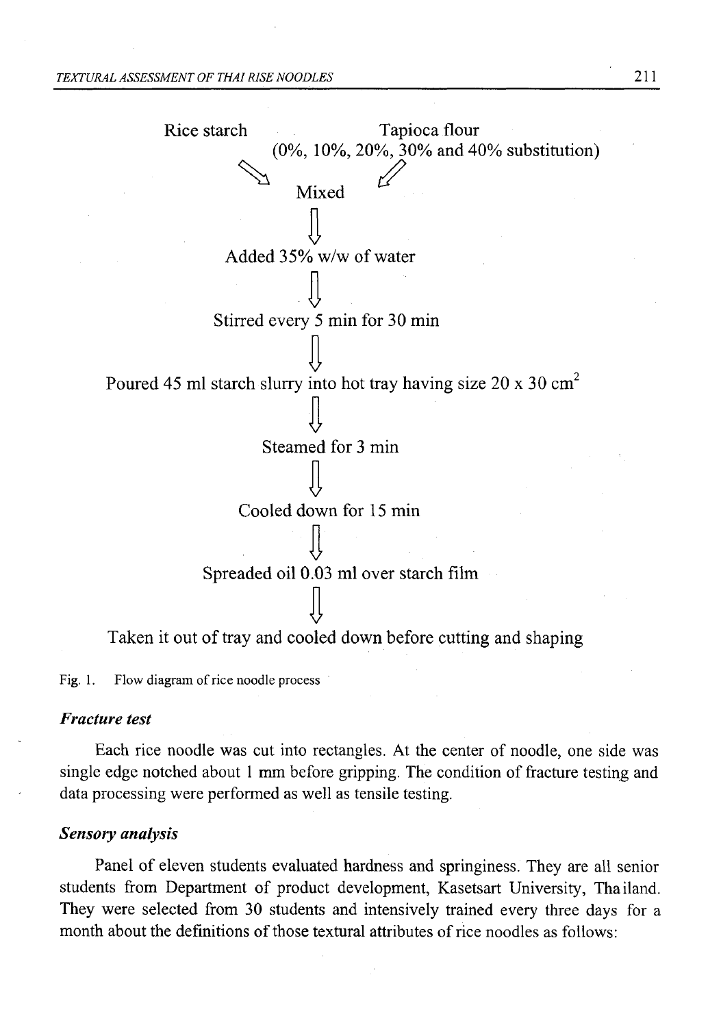Rice starch Tapioca flour
(0%, 10%, 20%, 30% and 40% substitution)

↘ ↙

Mixed

⇓

Added 35% w/w of water

⇓

Stirred every 5 min for 30 min

⇓

Poured 45 ml starch slurry into hot tray having size 20 x 30 $cm^2$

⇓

Steamed for 3 min

⇓

Cooled down for 15 min

⇓

Spreaded oil 0.03 ml over starch film

⇓

Taken it out of tray and cooled down before cutting and shaping

Fig. 1. Flow diagram of rice noodle process

### *Fracture test*

Each rice noodle was cut into rectangles. At the center of noodle, one side was single edge notched about 1 mm before gripping. The condition of fracture testing and data processing were performed as well as tensile testing.

### *Sensory analysis*

Panel of eleven students evaluated hardness and springiness. They are all senior students from Department of product development, Kasetsart University, Thailand. They were selected from 30 students and intensively trained every three days for a month about the definitions of those textural attributes of rice noodles as follows: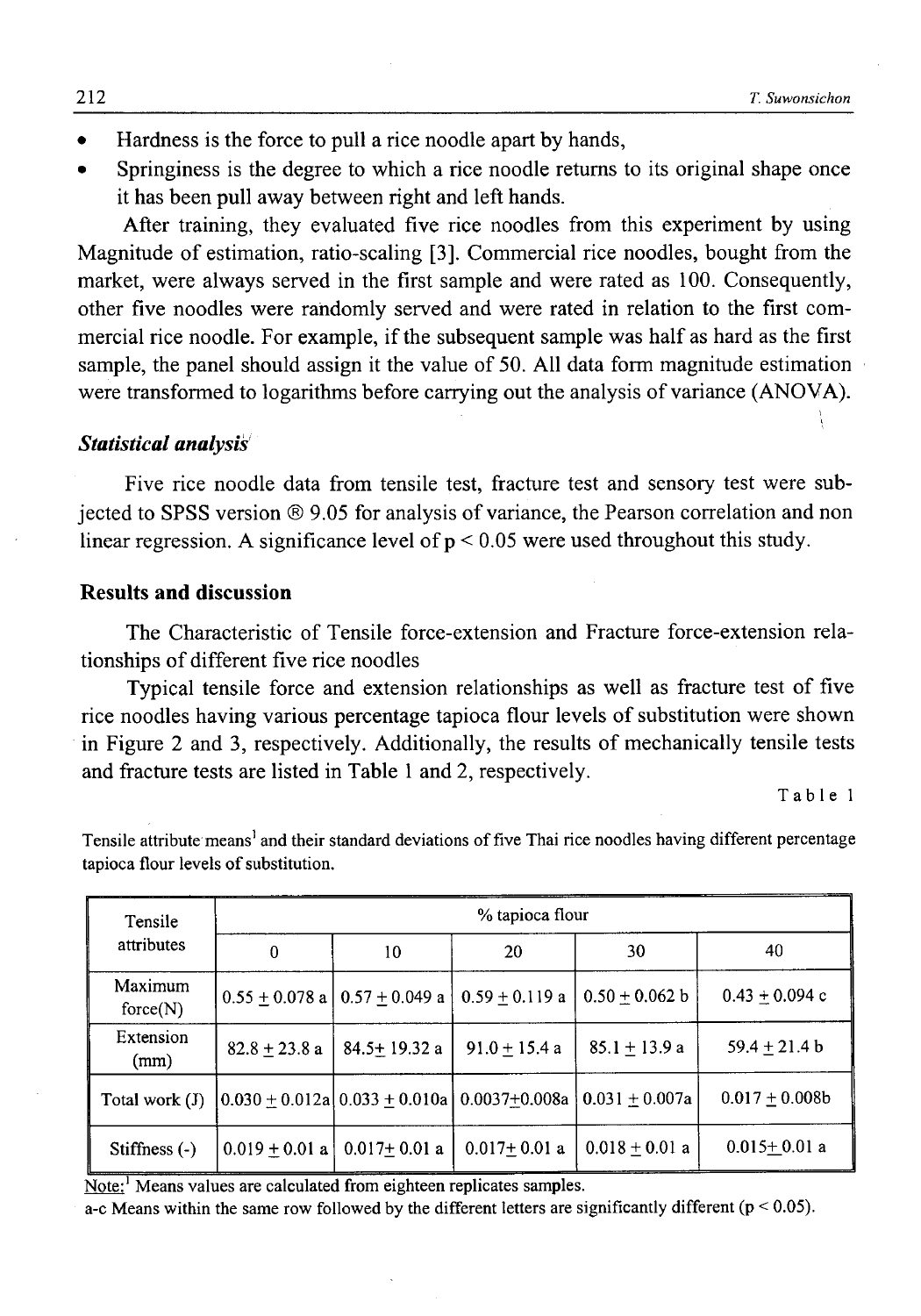- Hardness is the force to pull a rice noodle apart by hands,
- Springiness is the degree to which a rice noodle returns to its original shape once it has been pull away between right and left hands.

After training, they evaluated five rice noodles from this experiment by using Magnitude of estimation, ratio-scaling [3]. Commercial rice noodles, bought from the market, were always served in the first sample and were rated as 100. Consequently, other five noodles were randomly served and were rated in relation to the first commercial rice noodle. For example, if the subsequent sample was half as hard as the first sample, the panel should assign it the value of 50. All data form magnitude estimation were transformed to logarithms before carrying out the analysis of variance (ANOVA).

### *Statistical analysis*

Five rice noodle data from tensile test, fracture test and sensory test were subjected to SPSS version ® 9.05 for analysis of variance, the Pearson correlation and non linear regression. A significance level of $p < 0.05$ were used throughout this study.

## Results and discussion

The Characteristic of Tensile force-extension and Fracture force-extension relationships of different five rice noodles

Typical tensile force and extension relationships as well as fracture test of five rice noodles having various percentage tapioca flour levels of substitution were shown in Figure 2 and 3, respectively. Additionally, the results of mechanically tensile tests and fracture tests are listed in Table 1 and 2, respectively.

Table 1

Tensile attribute means[1] and their standard deviations of five Thai rice noodles having different percentage tapioca flour levels of substitution.

| Tensile attributes | % tapioca flour | | | | |
|---|---|---|---|---|---|
| | 0 | 10 | 20 | 30 | 40 |
| Maximum force(N) | 0.55 ± 0.078 a | 0.57 ± 0.049 a | 0.59 ± 0.119 a | 0.50 ± 0.062 b | 0.43 ± 0.094 c |
| Extension (mm) | 82.8 ± 23.8 a | 84.5± 19.32 a | 91.0 ± 15.4 a | 85.1 ± 13.9 a | 59.4 ± 21.4 b |
| Total work (J) | 0.030 ± 0.012a | 0.033 ± 0.010a | 0.0037±0.008a | 0.031 ± 0.007a | 0.017 ± 0.008b |
| Stiffness (-) | 0.019 ± 0.01 a | 0.017± 0.01 a | 0.017± 0.01 a | 0.018 ± 0.01 a | 0.015± 0.01 a |

Note:[1] Means values are calculated from eighteen replicates samples.

a-c Means within the same row followed by the different letters are significantly different ($p < 0.05$).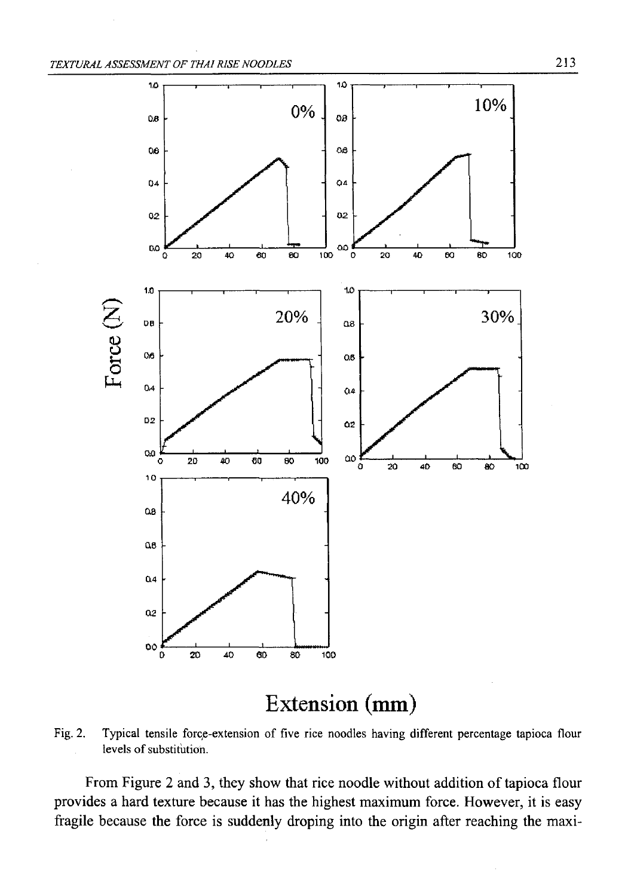Fig. 2. Typical tensile force-extension of five rice noodles having different percentage tapioca flour levels of substitution.

From Figure 2 and 3, they show that rice noodle without addition of tapioca flour provides a hard texture because it has the highest maximum force. However, it is easy fragile because the force is suddenly droping into the origin after reaching the maxi-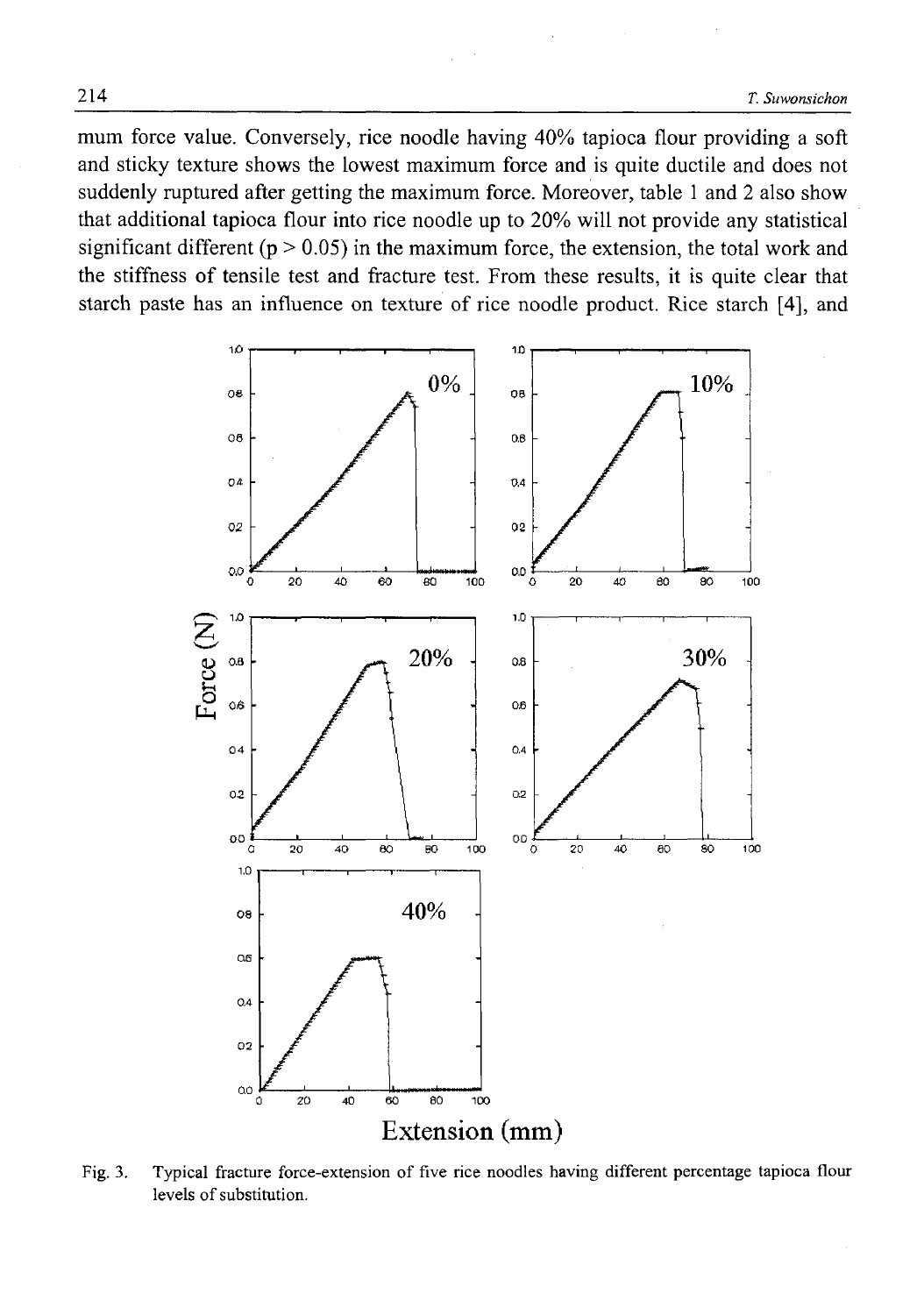mum force value. Conversely, rice noodle having 40% tapioca flour providing a soft and sticky texture shows the lowest maximum force and is quite ductile and does not suddenly ruptured after getting the maximum force. Moreover, table 1 and 2 also show that additional tapioca flour into rice noodle up to 20% will not provide any statistical significant different ($p > 0.05$) in the maximum force, the extension, the total work and the stiffness of tensile test and fracture test. From these results, it is quite clear that starch paste has an influence on texture of rice noodle product. Rice starch [4], and

Fig. 3. Typical fracture force-extension of five rice noodles having different percentage tapioca flour levels of substitution.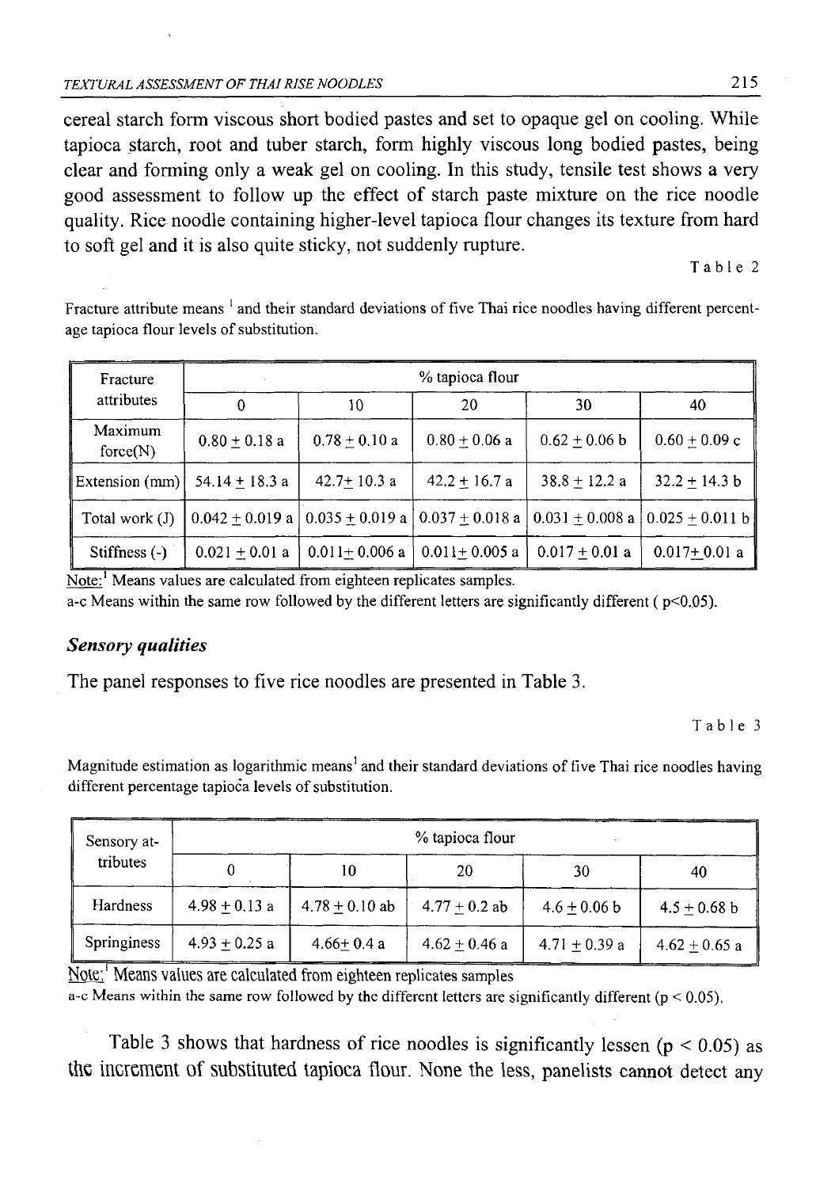cereal starch form viscous short bodied pastes and set to opaque gel on cooling. While tapioca starch, root and tuber starch, form highly viscous long bodied pastes, being clear and forming only a weak gel on cooling. In this study, tensile test shows a very good assessment to follow up the effect of starch paste mixture on the rice noodle quality. Rice noodle containing higher-level tapioca flour changes its texture from hard to soft gel and it is also quite sticky, not suddenly rupture.

Table 2

Fracture attribute means [1] and their standard deviations of five Thai rice noodles having different percentage tapioca flour levels of substitution.

| Fracture attributes | % tapioca flour | | | | |
|---|---|---|---|---|---|
| | 0 | 10 | 20 | 30 | 40 |
| Maximum force(N) | 0.80 ± 0.18 a | 0.78 ± 0.10 a | 0.80 ± 0.06 a | 0.62 ± 0.06 b | 0.60 ± 0.09 c |
| Extension (mm) | 54.14 ± 18.3 a | 42.7± 10.3 a | 42.2 ± 16.7 a | 38.8 ± 12.2 a | 32.2 ± 14.3 b |
| Total work (J) | 0.042 ± 0.019 a | 0.035 ± 0.019 a | 0.037 ± 0.018 a | 0.031 ± 0.008 a | 0.025 ± 0.011 b |
| Stiffness (-) | 0.021 ± 0.01 a | 0.011± 0.006 a | 0.011± 0.005 a | 0.017 ± 0.01 a | 0.017± 0.01 a |

Note: [1] Means values are calculated from eighteen replicates samples.
a-c Means within the same row followed by the different letters are significantly different ( $p<0.05$).

### *Sensory qualities*

The panel responses to five rice noodles are presented in Table 3.

Table 3

Magnitude estimation as logarithmic means[1] and their standard deviations of five Thai rice noodles having different percentage tapioca levels of substitution.

| Sensory attributes | % tapioca flour | | | | |
|---|---|---|---|---|---|
| | 0 | 10 | 20 | 30 | 40 |
| Hardness | 4.98 ± 0.13 a | 4.78 ± 0.10 ab | 4.77 ± 0.2 ab | 4.6 ± 0.06 b | 4.5 ± 0.68 b |
| Springiness | 4.93 ± 0.25 a | 4.66± 0.4 a | 4.62 ± 0.46 a | 4.71 ± 0.39 a | 4.62 ± 0.65 a |

Note: [1] Means values are calculated from eighteen replicates samples
a-c Means within the same row followed by the different letters are significantly different ($p < 0.05$).

Table 3 shows that hardness of rice noodles is significantly lessen ($p < 0.05$) as the increment of substituted tapioca flour. None the less, panelists cannot detect any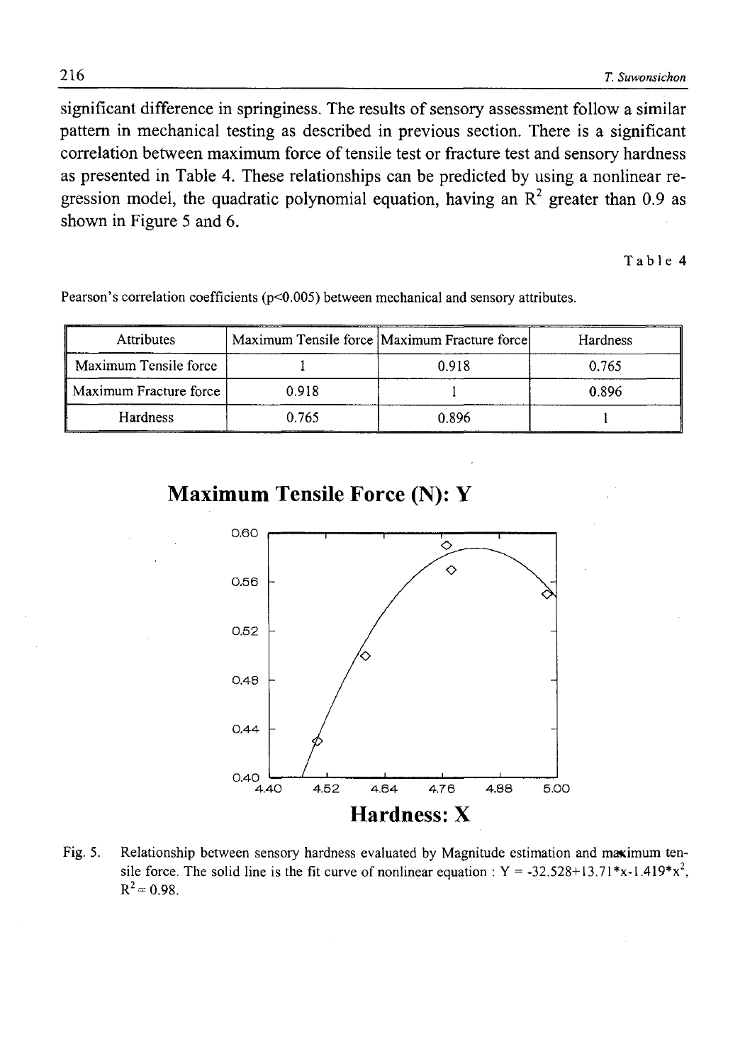significant difference in springiness. The results of sensory assessment follow a similar pattern in mechanical testing as described in previous section. There is a significant correlation between maximum force of tensile test or fracture test and sensory hardness as presented in Table 4. These relationships can be predicted by using a nonlinear regression model, the quadratic polynomial equation, having an $R^2$ greater than 0.9 as shown in Figure 5 and 6.

Table 4

Pearson's correlation coefficients ($p<0.005$) between mechanical and sensory attributes.

| Attributes | Maximum Tensile force | Maximum Fracture force | Hardness |
|---|---|---|---|
| Maximum Tensile force | 1 | 0.918 | 0.765 |
| Maximum Fracture force | 0.918 | 1 | 0.896 |
| Hardness | 0.765 | 0.896 | 1 |

Fig. 5. Relationship between sensory hardness evaluated by Magnitude estimation and maximum tensile force. The solid line is the fit curve of nonlinear equation : $Y = -32.528+13.71*x-1.419*x^2$, $R^2 = 0.98$.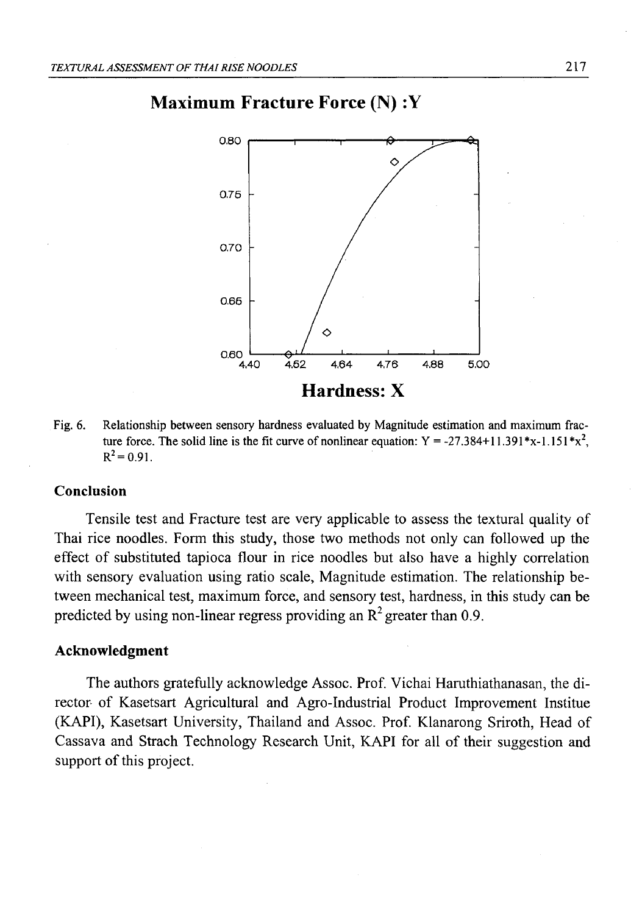## Maximum Fracture Force (N) :Y

## Hardness: X

Fig. 6. Relationship between sensory hardness evaluated by Magnitude estimation and maximum fracture force. The solid line is the fit curve of nonlinear equation: $Y = -27.384+11.391*x-1.151*x^2$, $R^2 = 0.91$.

### Conclusion

Tensile test and Fracture test are very applicable to assess the textural quality of Thai rice noodles. Form this study, those two methods not only can followed up the effect of substituted tapioca flour in rice noodles but also have a highly correlation with sensory evaluation using ratio scale, Magnitude estimation. The relationship between mechanical test, maximum force, and sensory test, hardness, in this study can be predicted by using non-linear regress providing an $R^2$ greater than 0.9.

### Acknowledgment

The authors gratefully acknowledge Assoc. Prof. Vichai Haruthiathanasan, the director of Kasetsart Agricultural and Agro-Industrial Product Improvement Institue (KAPI), Kasetsart University, Thailand and Assoc. Prof. Klanarong Sriroth, Head of Cassava and Strach Technology Research Unit, KAPI for all of their suggestion and support of this project.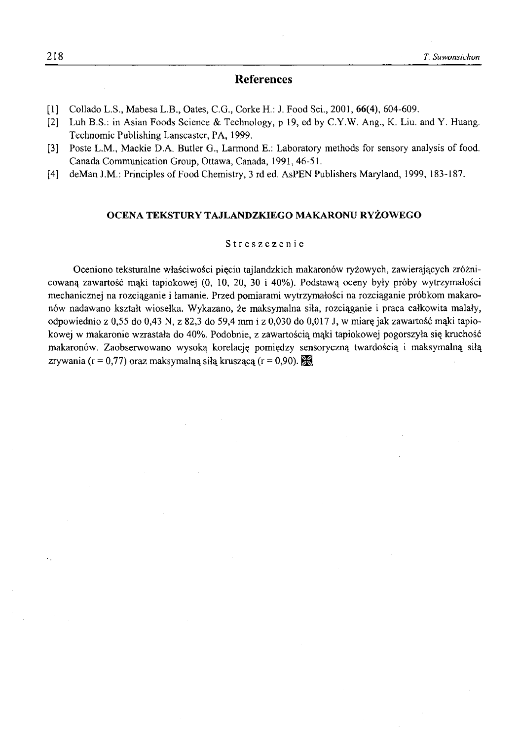## References

[1] Collado L.S., Mabesa L.B., Oates, C.G., Corke H.: J. Food Sci., 2001, **66(4)**, 604-609.

[2] Luh B.S.: in Asian Foods Science & Technology, p 19, ed by C.Y.W. Ang., K. Liu. and Y. Huang. Technomic Publishing Lanscaster, PA, 1999.

[3] Poste L.M., Mackie D.A. Butler G., Larmond E.: Laboratory methods for sensory analysis of food. Canada Communication Group, Ottawa, Canada, 1991, 46-51.

[4] deMan J.M.: Principles of Food Chemistry, 3 rd ed. AsPEN Publishers Maryland, 1999, 183-187.

### OCENA TEKSTURY TAJLANDZKIEGO MAKARONU RYŻOWEGO

S t r e s z c z e n i e

Oceniono teksturalne właściwości pięciu tajlandzkich makaronów ryżowych, zawierających zróżnicowaną zawartość mąki tapiokowej (0, 10, 20, 30 i 40%). Podstawą oceny były próby wytrzymałości mechanicznej na rozciąganie i łamanie. Przed pomiarami wytrzymałości na rozciąganie próbkom makaronów nadawano kształt wiosełka. Wykazano, że maksymalna siła, rozciąganie i praca całkowita malały, odpowiednio z 0,55 do 0,43 N, z 82,3 do 59,4 mm i z 0,030 do 0,017 J, w miarę jak zawartość mąki tapiokowej w makaronie wzrastała do 40%. Podobnie, z zawartością mąki tapiokowej pogorszyła się kruchość makaronów. Zaobserwowano wysoką korelację pomiędzy sensoryczną twardością i maksymalną siłą zrywania (r = 0,77) oraz maksymalną siłą kruszącą (r = 0,90).